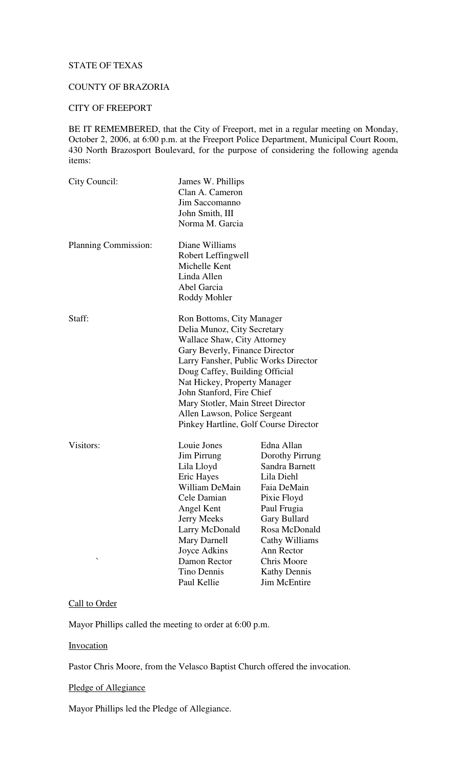STATE OF TEXAS

COUNTY OF BRAZORIA

CITY OF FREEPORT

BE IT REMEMBERED, that the City of Freeport, met in a regular meeting on Monday, October 2, 2006, at 6:00 p.m. at the Freeport Police Department, Municipal Court Room, 430 North Brazosport Boulevard, for the purpose of considering the following agenda items:

| | | |
|---|---|---|
| City Council: | James W. Phillips | |
| | Clan A. Cameron | |
| | Jim Saccomanno | |
| | John Smith, III | |
| | Norma M. Garcia | |
| Planning Commission: | Diane Williams | |
| | Robert Leffingwell | |
| | Michelle Kent | |
| | Linda Allen | |
| | Abel Garcia | |
| | Roddy Mohler | |
| Staff: | Ron Bottoms, City Manager | |
| | Delia Munoz, City Secretary | |
| | Wallace Shaw, City Attorney | |
| | Gary Beverly, Finance Director | |
| | Larry Fansher, Public Works Director | |
| | Doug Caffey, Building Official | |
| | Nat Hickey, Property Manager | |
| | John Stanford, Fire Chief | |
| | Mary Stotler, Main Street Director | |
| | Allen Lawson, Police Sergeant | |
| | Pinkey Hartline, Golf Course Director | |
| Visitors: | Louie Jones | Edna Allan |
| | Jim Pirrung | Dorothy Pirrung |
| | Lila Lloyd | Sandra Barnett |
| | Eric Hayes | Lila Diehl |
| | William DeMain | Faia DeMain |
| | Cele Damian | Pixie Floyd |
| | Angel Kent | Paul Frugia |
| | Jerry Meeks | Gary Bullard |
| | Larry McDonald | Rosa McDonald |
| | Mary Darnell | Cathy Williams |
| | Joyce Adkins | Ann Rector |
| ` | Damon Rector | Chris Moore |
| | Tino Dennis | Kathy Dennis |
| | Paul Kellie | Jim McEntire |

Call to Order

Mayor Phillips called the meeting to order at 6:00 p.m.

Invocation

Pastor Chris Moore, from the Velasco Baptist Church offered the invocation.

Pledge of Allegiance

Mayor Phillips led the Pledge of Allegiance.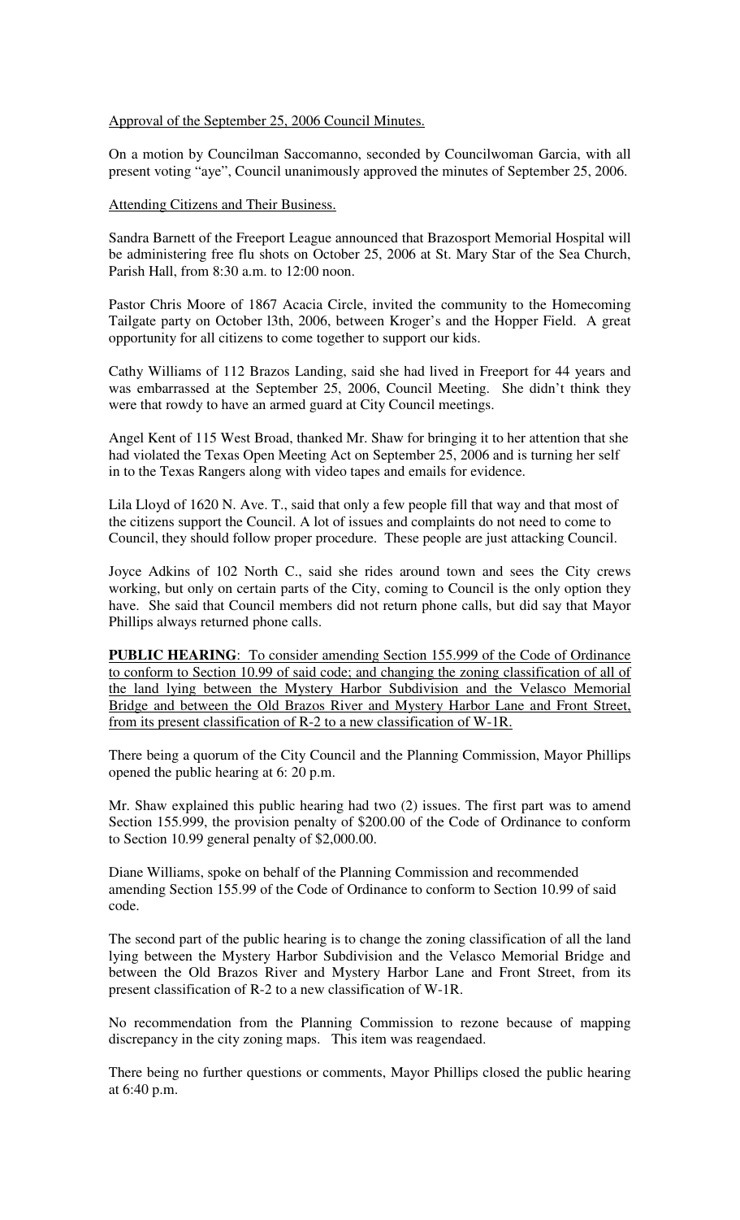Approval of the September 25, 2006 Council Minutes.

On a motion by Councilman Saccomanno, seconded by Councilwoman Garcia, with all present voting "aye", Council unanimously approved the minutes of September 25, 2006.

Attending Citizens and Their Business.

Sandra Barnett of the Freeport League announced that Brazosport Memorial Hospital will be administering free flu shots on October 25, 2006 at St. Mary Star of the Sea Church, Parish Hall, from 8:30 a.m. to 12:00 noon.

Pastor Chris Moore of 1867 Acacia Circle, invited the community to the Homecoming Tailgate party on October l3th, 2006, between Kroger's and the Hopper Field. A great opportunity for all citizens to come together to support our kids.

Cathy Williams of 112 Brazos Landing, said she had lived in Freeport for 44 years and was embarrassed at the September 25, 2006, Council Meeting. She didn't think they were that rowdy to have an armed guard at City Council meetings.

Angel Kent of 115 West Broad, thanked Mr. Shaw for bringing it to her attention that she had violated the Texas Open Meeting Act on September 25, 2006 and is turning her self in to the Texas Rangers along with video tapes and emails for evidence.

Lila Lloyd of 1620 N. Ave. T., said that only a few people fill that way and that most of the citizens support the Council. A lot of issues and complaints do not need to come to Council, they should follow proper procedure. These people are just attacking Council.

Joyce Adkins of 102 North C., said she rides around town and sees the City crews working, but only on certain parts of the City, coming to Council is the only option they have. She said that Council members did not return phone calls, but did say that Mayor Phillips always returned phone calls.

**PUBLIC HEARING**: To consider amending Section 155.999 of the Code of Ordinance to conform to Section 10.99 of said code; and changing the zoning classification of all of the land lying between the Mystery Harbor Subdivision and the Velasco Memorial Bridge and between the Old Brazos River and Mystery Harbor Lane and Front Street, from its present classification of R-2 to a new classification of W-1R.

There being a quorum of the City Council and the Planning Commission, Mayor Phillips opened the public hearing at 6: 20 p.m.

Mr. Shaw explained this public hearing had two (2) issues. The first part was to amend Section 155.999, the provision penalty of $200.00 of the Code of Ordinance to conform to Section 10.99 general penalty of $2,000.00.

Diane Williams, spoke on behalf of the Planning Commission and recommended amending Section 155.99 of the Code of Ordinance to conform to Section 10.99 of said code.

The second part of the public hearing is to change the zoning classification of all the land lying between the Mystery Harbor Subdivision and the Velasco Memorial Bridge and between the Old Brazos River and Mystery Harbor Lane and Front Street, from its present classification of R-2 to a new classification of W-1R.

No recommendation from the Planning Commission to rezone because of mapping discrepancy in the city zoning maps. This item was reagendaed.

There being no further questions or comments, Mayor Phillips closed the public hearing at 6:40 p.m.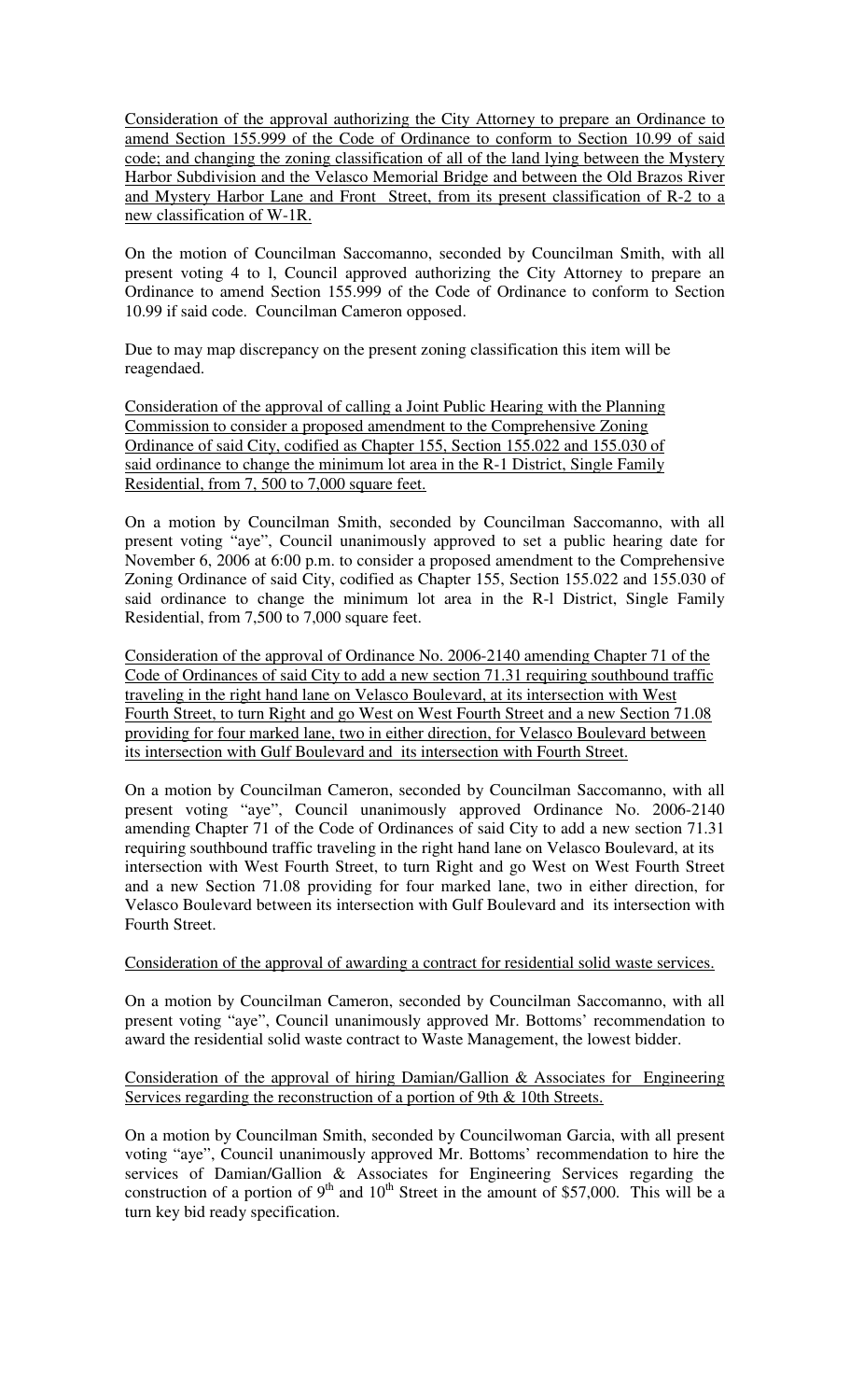<u>Consideration of the approval authorizing the City Attorney to prepare an Ordinance to amend Section 155.999 of the Code of Ordinance to conform to Section 10.99 of said code; and changing the zoning classification of all of the land lying between the Mystery Harbor Subdivision and the Velasco Memorial Bridge and between the Old Brazos River and Mystery Harbor Lane and Front Street, from its present classification of R-2 to a new classification of W-1R.</u>

On the motion of Councilman Saccomanno, seconded by Councilman Smith, with all present voting 4 to l, Council approved authorizing the City Attorney to prepare an Ordinance to amend Section 155.999 of the Code of Ordinance to conform to Section 10.99 if said code. Councilman Cameron opposed.

Due to may map discrepancy on the present zoning classification this item will be reagendaed.

<u>Consideration of the approval of calling a Joint Public Hearing with the Planning Commission to consider a proposed amendment to the Comprehensive Zoning Ordinance of said City, codified as Chapter 155, Section 155.022 and 155.030 of said ordinance to change the minimum lot area in the R-1 District, Single Family Residential, from 7, 500 to 7,000 square feet.</u>

On a motion by Councilman Smith, seconded by Councilman Saccomanno, with all present voting "aye", Council unanimously approved to set a public hearing date for November 6, 2006 at 6:00 p.m. to consider a proposed amendment to the Comprehensive Zoning Ordinance of said City, codified as Chapter 155, Section 155.022 and 155.030 of said ordinance to change the minimum lot area in the R-l District, Single Family Residential, from 7,500 to 7,000 square feet.

<u>Consideration of the approval of Ordinance No. 2006-2140 amending Chapter 71 of the Code of Ordinances of said City to add a new section 71.31 requiring southbound traffic traveling in the right hand lane on Velasco Boulevard, at its intersection with West Fourth Street, to turn Right and go West on West Fourth Street and a new Section 71.08 providing for four marked lane, two in either direction, for Velasco Boulevard between its intersection with Gulf Boulevard and its intersection with Fourth Street.</u>

On a motion by Councilman Cameron, seconded by Councilman Saccomanno, with all present voting "aye", Council unanimously approved Ordinance No. 2006-2140 amending Chapter 71 of the Code of Ordinances of said City to add a new section 71.31 requiring southbound traffic traveling in the right hand lane on Velasco Boulevard, at its intersection with West Fourth Street, to turn Right and go West on West Fourth Street and a new Section 71.08 providing for four marked lane, two in either direction, for Velasco Boulevard between its intersection with Gulf Boulevard and its intersection with Fourth Street.

<u>Consideration of the approval of awarding a contract for residential solid waste services.</u>

On a motion by Councilman Cameron, seconded by Councilman Saccomanno, with all present voting "aye", Council unanimously approved Mr. Bottoms' recommendation to award the residential solid waste contract to Waste Management, the lowest bidder.

<u>Consideration of the approval of hiring Damian/Gallion & Associates for Engineering Services regarding the reconstruction of a portion of 9th & 10th Streets.</u>

On a motion by Councilman Smith, seconded by Councilwoman Garcia, with all present voting "aye", Council unanimously approved Mr. Bottoms' recommendation to hire the services of Damian/Gallion & Associates for Engineering Services regarding the construction of a portion of 9th and 10th Street in the amount of $57,000. This will be a turn key bid ready specification.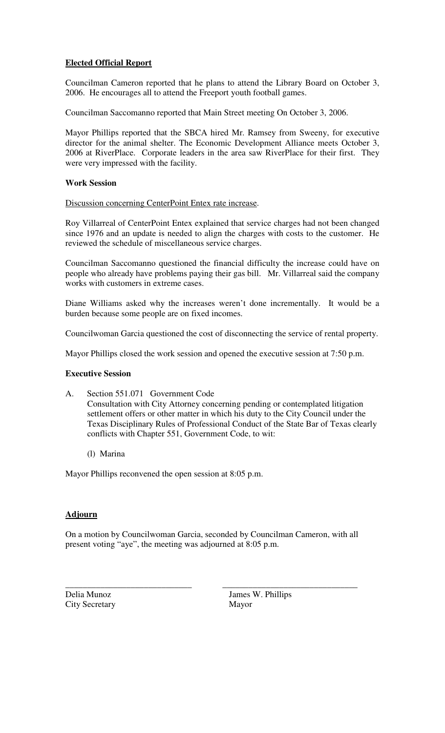**Elected Official Report**

Councilman Cameron reported that he plans to attend the Library Board on October 3, 2006. He encourages all to attend the Freeport youth football games.

Councilman Saccomanno reported that Main Street meeting On October 3, 2006.

Mayor Phillips reported that the SBCA hired Mr. Ramsey from Sweeny, for executive director for the animal shelter. The Economic Development Alliance meets October 3, 2006 at RiverPlace. Corporate leaders in the area saw RiverPlace for their first. They were very impressed with the facility.

**Work Session**

Discussion concerning CenterPoint Entex rate increase.

Roy Villarreal of CenterPoint Entex explained that service charges had not been changed since 1976 and an update is needed to align the charges with costs to the customer. He reviewed the schedule of miscellaneous service charges.

Councilman Saccomanno questioned the financial difficulty the increase could have on people who already have problems paying their gas bill. Mr. Villarreal said the company works with customers in extreme cases.

Diane Williams asked why the increases weren't done incrementally. It would be a burden because some people are on fixed incomes.

Councilwoman Garcia questioned the cost of disconnecting the service of rental property.

Mayor Phillips closed the work session and opened the executive session at 7:50 p.m.

**Executive Session**

A. Section 551.071 Government Code
Consultation with City Attorney concerning pending or contemplated litigation settlement offers or other matter in which his duty to the City Council under the Texas Disciplinary Rules of Professional Conduct of the State Bar of Texas clearly conflicts with Chapter 551, Government Code, to wit:

(l) Marina

Mayor Phillips reconvened the open session at 8:05 p.m.

**Adjourn**

On a motion by Councilwoman Garcia, seconded by Councilman Cameron, with all present voting "aye", the meeting was adjourned at 8:05 p.m.

_____________________________ _______________________________

Delia Munoz
City Secretary

James W. Phillips
Mayor